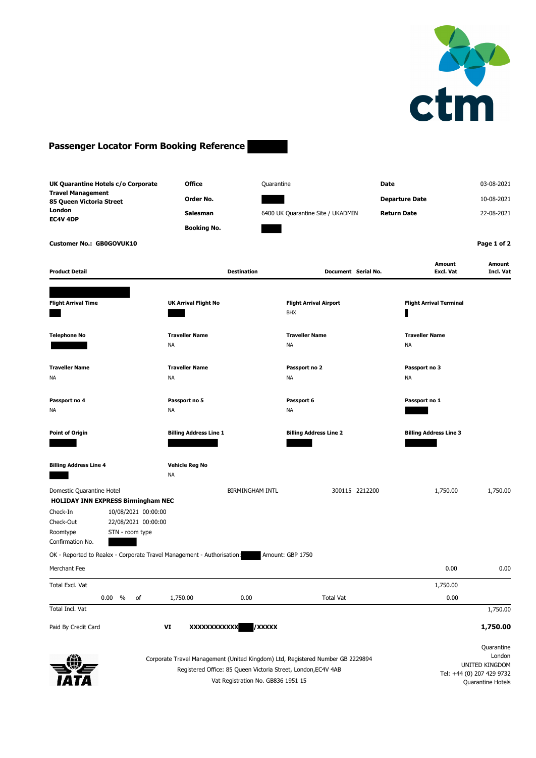# Passenger Locator Form Booking Reference

**UK Quarantine Hotels c/o Corporate Travel Management**
**85 Queen Victoria Street**
**London**
**EC4V 4DP**

| | | | |
|---|---|---|---|
| **Office** | Quarantine | **Date** | 03-08-2021 |
| **Order No.** | | **Departure Date** | 10-08-2021 |
| **Salesman** | 6400 UK Quarantine Site / UKADMIN | **Return Date** | 22-08-2021 |
| **Booking No.** | | | |

**Customer No.: GB0GOVUK10**

| **Product Detail** | **Destination** | **Document** | **Serial No.** | **Amount Excl. Vat** | **Amount Incl. Vat** |
|---|---|---|---|---|---|

| **Flight Arrival Time** | **UK Arrival Flight No** | **Flight Arrival Airport** | **Flight Arrival Terminal** |
|---|---|---|---|
| | | BHX | |
| **Telephone No** | **Traveller Name** | **Traveller Name** | **Traveller Name** |
| | NA | NA | NA |
| **Traveller Name** | **Traveller Name** | **Passport no 2** | **Passport no 3** |
| NA | NA | NA | NA |
| **Passport no 4** | **Passport no 5** | **Passport 6** | **Passport no 1** |
| NA | NA | NA | |
| **Point of Origin** | **Billing Address Line 1** | **Billing Address Line 2** | **Billing Address Line 3** |
| | | | |
| **Billing Address Line 4** | **Vehicle Reg No** | | |
| | NA | | |

| Product Detail | Destination | Document | Serial No. | Amount Excl. Vat | Amount Incl. Vat |
|---|---|---|---|---|---|
| Domestic Quarantine Hotel | BIRMINGHAM INTL | 300115 | 2212200 | 1,750.00 | 1,750.00 |

**HOLIDAY INN EXPRESS Birmingham NEC**

| | |
|---|---|
| Check-In | 10/08/2021 00:00:00 |
| Check-Out | 22/08/2021 00:00:00 |
| Roomtype | STN - room type |
| Confirmation No. | |

OK - Reported to Realex - Corporate Travel Management - Authorisation: Amount: GBP 1750

| | | | | | |
|---|---|---|---|---|---|
| Merchant Fee | | | | 0.00 | 0.00 |
| Total Excl. Vat | | | | 1,750.00 | |
| 0.00 % of | 1,750.00 | 0.00 | Total Vat | 0.00 | |
| Total Incl. Vat | | | | | 1,750.00 |
| Paid By Credit Card | VI | XXXXXXXXXXXX /XXXXX | | | **1,750.00** |

Corporate Travel Management (United Kingdom) Ltd, Registered Number GB 2229894
Registered Office: 85 Queen Victoria Street, London,EC4V 4AB
Vat Registration No. GB836 1951 15

Quarantine
London
UNITED KINGDOM
Tel: +44 (0) 207 429 9732
Quarantine Hotels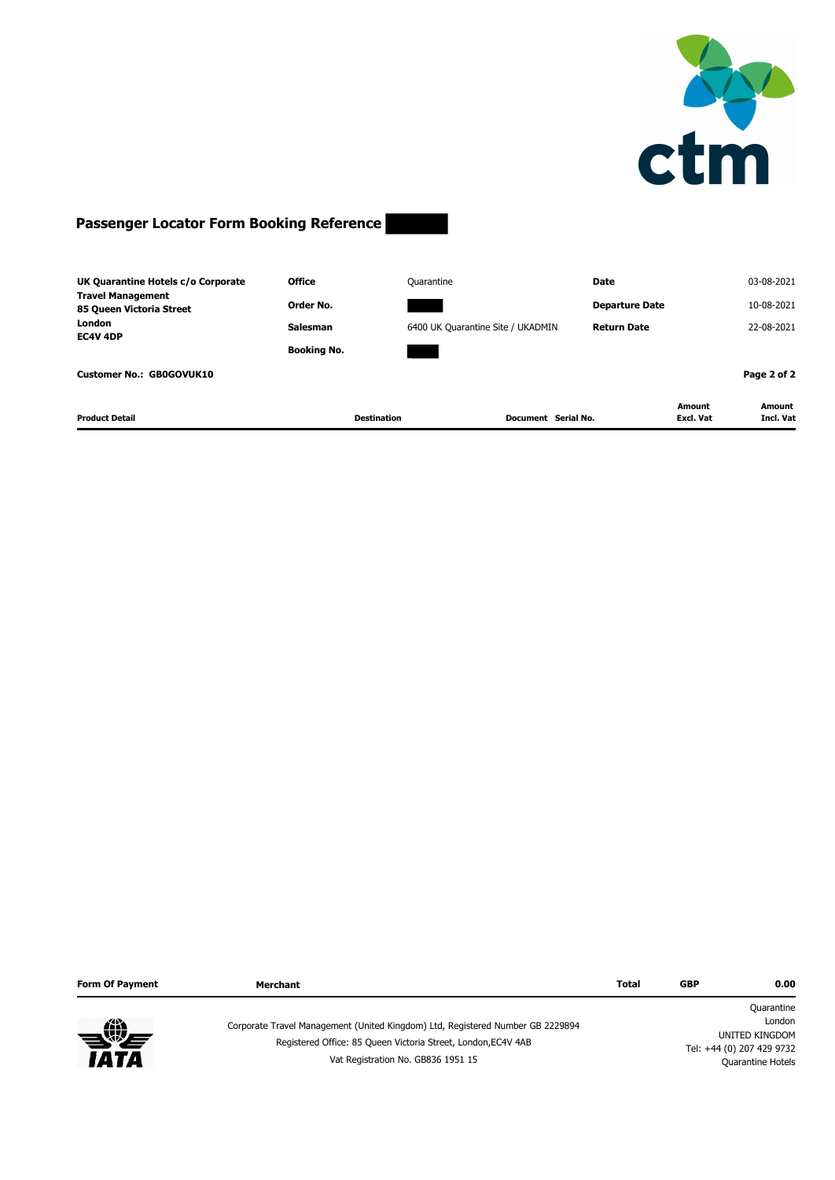## Passenger Locator Form Booking Reference

**UK Quarantine Hotels c/o Corporate Travel Management**
**85 Queen Victoria Street**
**London**
**EC4V 4DP**

| | | | |
|---|---|---|---|
| **Office** | Quarantine | **Date** | 03-08-2021 |
| **Order No.** | | **Departure Date** | 10-08-2021 |
| **Salesman** | 6400 UK Quarantine Site / UKADMIN | **Return Date** | 22-08-2021 |
| **Booking No.** | | | |

**Customer No.: GB0GOVUK10**

| Product Detail | Destination | Document Serial No. | Amount Excl. Vat | Amount Incl. Vat |
|---|---|---|---|---|

| Form Of Payment | Merchant | Total | GBP | 0.00 |
|---|---|---|---|---|

Corporate Travel Management (United Kingdom) Ltd, Registered Number GB 2229894
Registered Office: 85 Queen Victoria Street, London,EC4V 4AB
Vat Registration No. GB836 1951 15

Quarantine
London
UNITED KINGDOM
Tel: +44 (0) 207 429 9732
Quarantine Hotels